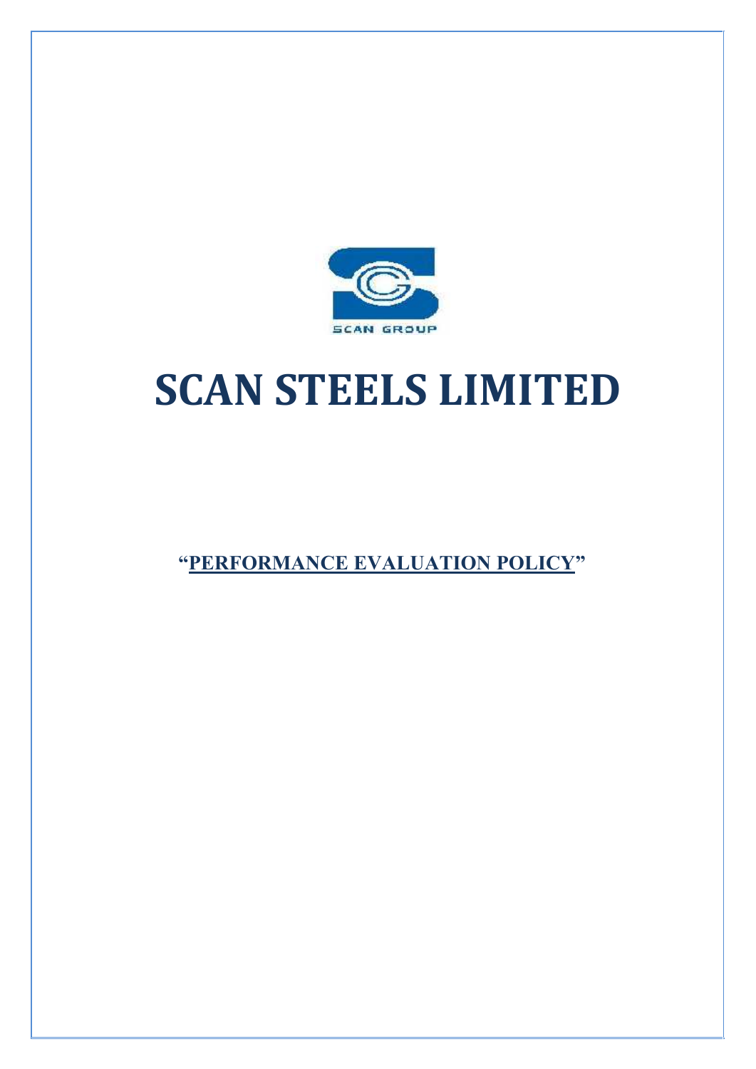SCAN GROUP

# SCAN STEELS LIMITED

## "PERFORMANCE EVALUATION POLICY"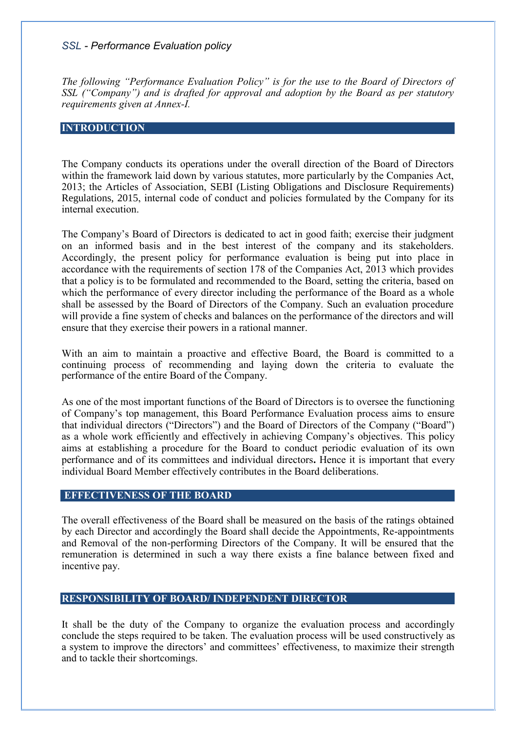*SSL - Performance Evaluation policy*

*The following "Performance Evaluation Policy" is for the use to the Board of Directors of SSL ("Company") and is drafted for approval and adoption by the Board as per statutory requirements given at Annex-I.*

## INTRODUCTION

The Company conducts its operations under the overall direction of the Board of Directors within the framework laid down by various statutes, more particularly by the Companies Act, 2013; the Articles of Association, SEBI (Listing Obligations and Disclosure Requirements) Regulations, 2015, internal code of conduct and policies formulated by the Company for its internal execution.

The Company's Board of Directors is dedicated to act in good faith; exercise their judgment on an informed basis and in the best interest of the company and its stakeholders. Accordingly, the present policy for performance evaluation is being put into place in accordance with the requirements of section 178 of the Companies Act, 2013 which provides that a policy is to be formulated and recommended to the Board, setting the criteria, based on which the performance of every director including the performance of the Board as a whole shall be assessed by the Board of Directors of the Company. Such an evaluation procedure will provide a fine system of checks and balances on the performance of the directors and will ensure that they exercise their powers in a rational manner.

With an aim to maintain a proactive and effective Board, the Board is committed to a continuing process of recommending and laying down the criteria to evaluate the performance of the entire Board of the Company.

As one of the most important functions of the Board of Directors is to oversee the functioning of Company's top management, this Board Performance Evaluation process aims to ensure that individual directors ("Directors") and the Board of Directors of the Company ("Board") as a whole work efficiently and effectively in achieving Company's objectives. This policy aims at establishing a procedure for the Board to conduct periodic evaluation of its own performance and of its committees and individual directors**.** Hence it is important that every individual Board Member effectively contributes in the Board deliberations.

## EFFECTIVENESS OF THE BOARD

The overall effectiveness of the Board shall be measured on the basis of the ratings obtained by each Director and accordingly the Board shall decide the Appointments, Re-appointments and Removal of the non-performing Directors of the Company. It will be ensured that the remuneration is determined in such a way there exists a fine balance between fixed and incentive pay.

## RESPONSIBILITY OF BOARD/ INDEPENDENT DIRECTOR

It shall be the duty of the Company to organize the evaluation process and accordingly conclude the steps required to be taken. The evaluation process will be used constructively as a system to improve the directors' and committees' effectiveness, to maximize their strength and to tackle their shortcomings.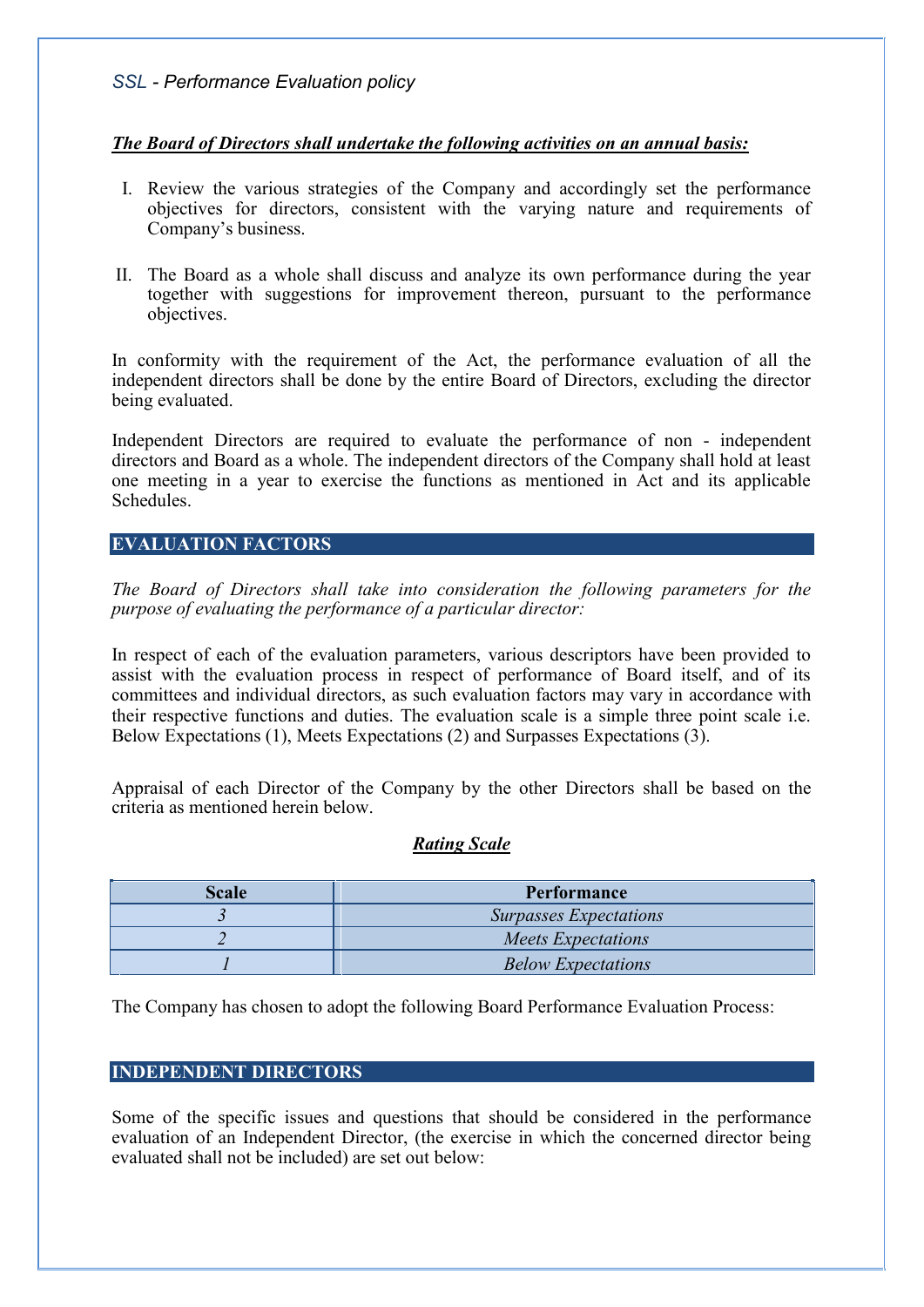***The Board of Directors shall undertake the following activities on an annual basis:***

I. Review the various strategies of the Company and accordingly set the performance objectives for directors, consistent with the varying nature and requirements of Company's business.

II. The Board as a whole shall discuss and analyze its own performance during the year together with suggestions for improvement thereon, pursuant to the performance objectives.

In conformity with the requirement of the Act, the performance evaluation of all the independent directors shall be done by the entire Board of Directors, excluding the director being evaluated.

Independent Directors are required to evaluate the performance of non - independent directors and Board as a whole. The independent directors of the Company shall hold at least one meeting in a year to exercise the functions as mentioned in Act and its applicable Schedules.

## EVALUATION FACTORS

*The Board of Directors shall take into consideration the following parameters for the purpose of evaluating the performance of a particular director:*

In respect of each of the evaluation parameters, various descriptors have been provided to assist with the evaluation process in respect of performance of Board itself, and of its committees and individual directors, as such evaluation factors may vary in accordance with their respective functions and duties. The evaluation scale is a simple three point scale i.e. Below Expectations (1), Meets Expectations (2) and Surpasses Expectations (3).

Appraisal of each Director of the Company by the other Directors shall be based on the criteria as mentioned herein below.

***Rating Scale***

| Scale | Performance |
|---|---|
| *3* | *Surpasses Expectations* |
| *2* | *Meets Expectations* |
| *1* | *Below Expectations* |

The Company has chosen to adopt the following Board Performance Evaluation Process:

## INDEPENDENT DIRECTORS

Some of the specific issues and questions that should be considered in the performance evaluation of an Independent Director, (the exercise in which the concerned director being evaluated shall not be included) are set out below: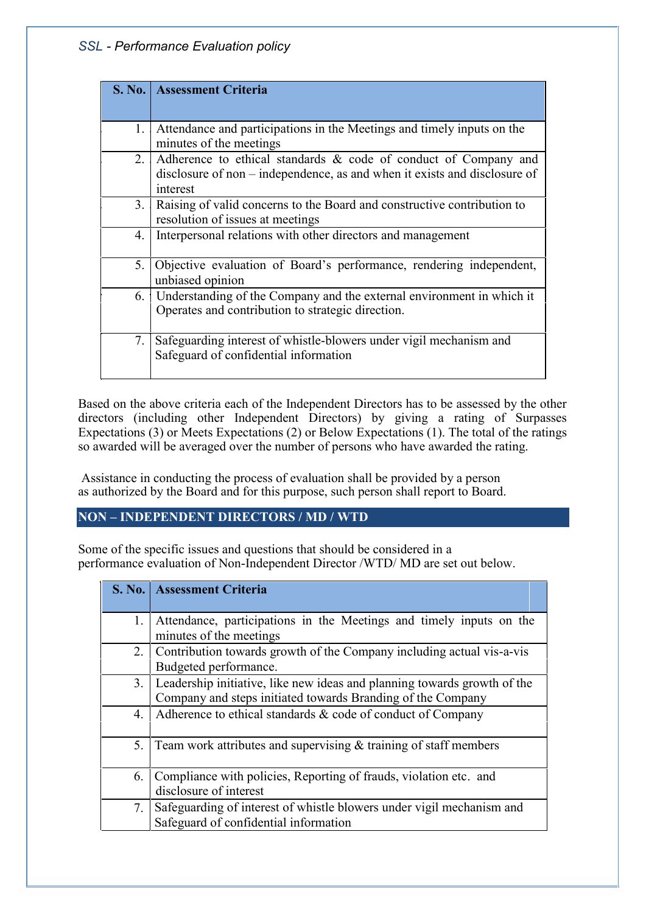| S. No. | Assessment Criteria |
|---|---|
| 1. | Attendance and participations in the Meetings and timely inputs on the minutes of the meetings |
| 2. | Adherence to ethical standards & code of conduct of Company and disclosure of non – independence, as and when it exists and disclosure of interest |
| 3. | Raising of valid concerns to the Board and constructive contribution to resolution of issues at meetings |
| 4. | Interpersonal relations with other directors and management |
| 5. | Objective evaluation of Board's performance, rendering independent, unbiased opinion |
| 6. | Understanding of the Company and the external environment in which it Operates and contribution to strategic direction. |
| 7. | Safeguarding interest of whistle-blowers under vigil mechanism and Safeguard of confidential information |

Based on the above criteria each of the Independent Directors has to be assessed by the other directors (including other Independent Directors) by giving a rating of Surpasses Expectations (3) or Meets Expectations (2) or Below Expectations (1). The total of the ratings so awarded will be averaged over the number of persons who have awarded the rating.

Assistance in conducting the process of evaluation shall be provided by a person as authorized by the Board and for this purpose, such person shall report to Board.

## NON – INDEPENDENT DIRECTORS / MD / WTD

Some of the specific issues and questions that should be considered in a performance evaluation of Non-Independent Director /WTD/ MD are set out below.

| S. No. | Assessment Criteria |
|---|---|
| 1. | Attendance, participations in the Meetings and timely inputs on the minutes of the meetings |
| 2. | Contribution towards growth of the Company including actual vis-a-vis Budgeted performance. |
| 3. | Leadership initiative, like new ideas and planning towards growth of the Company and steps initiated towards Branding of the Company |
| 4. | Adherence to ethical standards & code of conduct of Company |
| 5. | Team work attributes and supervising & training of staff members |
| 6. | Compliance with policies, Reporting of frauds, violation etc. and disclosure of interest |
| 7. | Safeguarding of interest of whistle blowers under vigil mechanism and Safeguard of confidential information |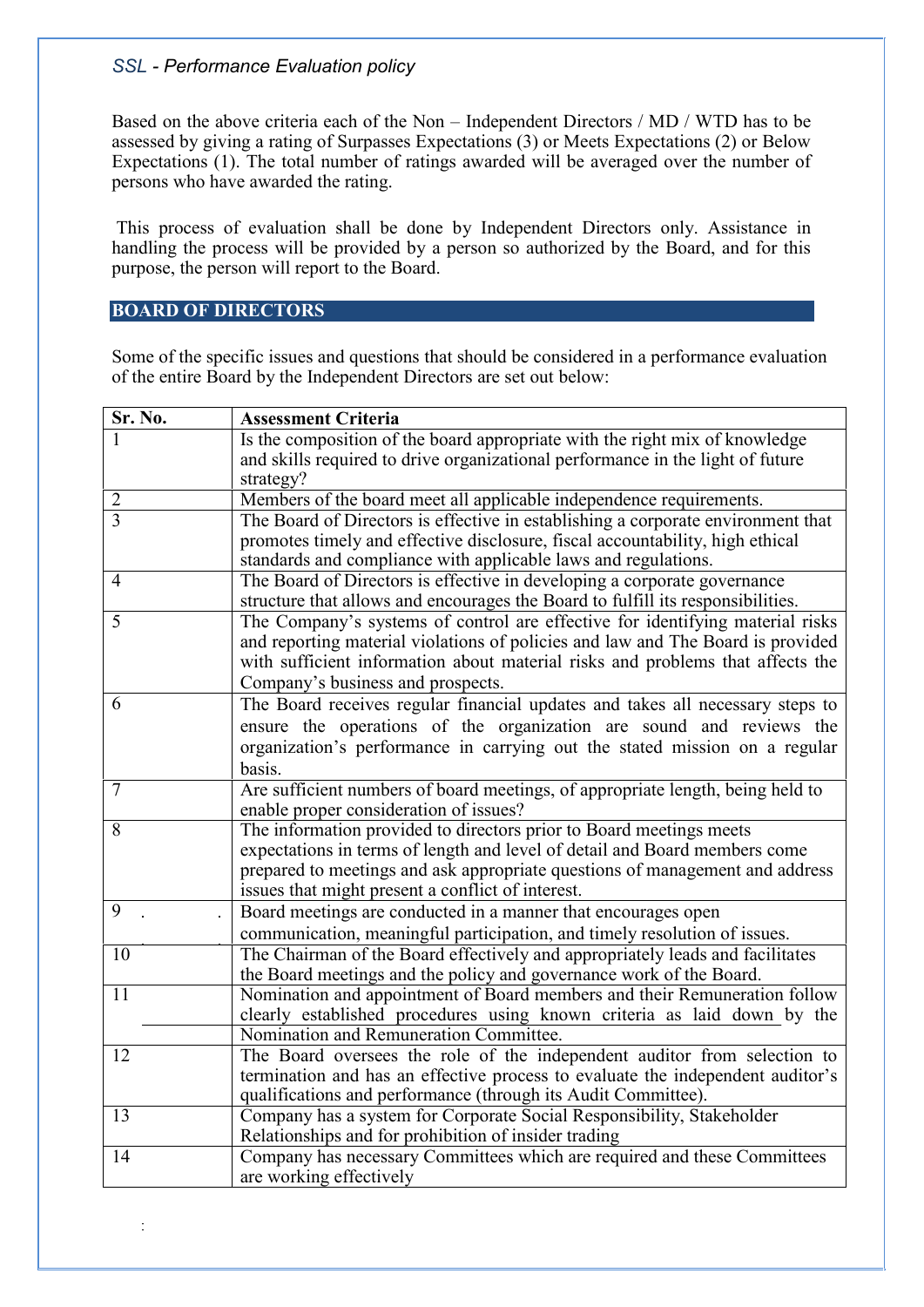Based on the above criteria each of the Non – Independent Directors / MD / WTD has to be assessed by giving a rating of Surpasses Expectations (3) or Meets Expectations (2) or Below Expectations (1). The total number of ratings awarded will be averaged over the number of persons who have awarded the rating.

This process of evaluation shall be done by Independent Directors only. Assistance in handling the process will be provided by a person so authorized by the Board, and for this purpose, the person will report to the Board.

## BOARD OF DIRECTORS

Some of the specific issues and questions that should be considered in a performance evaluation of the entire Board by the Independent Directors are set out below:

| Sr. No. | Assessment Criteria |
|---|---|
| 1 | Is the composition of the board appropriate with the right mix of knowledge and skills required to drive organizational performance in the light of future strategy? |
| 2 | Members of the board meet all applicable independence requirements. |
| 3 | The Board of Directors is effective in establishing a corporate environment that promotes timely and effective disclosure, fiscal accountability, high ethical standards and compliance with applicable laws and regulations. |
| 4 | The Board of Directors is effective in developing a corporate governance structure that allows and encourages the Board to fulfill its responsibilities. |
| 5 | The Company's systems of control are effective for identifying material risks and reporting material violations of policies and law and The Board is provided with sufficient information about material risks and problems that affects the Company's business and prospects. |
| 6 | The Board receives regular financial updates and takes all necessary steps to ensure the operations of the organization are sound and reviews the organization's performance in carrying out the stated mission on a regular basis. |
| 7 | Are sufficient numbers of board meetings, of appropriate length, being held to enable proper consideration of issues? |
| 8 | The information provided to directors prior to Board meetings meets expectations in terms of length and level of detail and Board members come prepared to meetings and ask appropriate questions of management and address issues that might present a conflict of interest. |
| 9 | Board meetings are conducted in a manner that encourages open communication, meaningful participation, and timely resolution of issues. |
| 10 | The Chairman of the Board effectively and appropriately leads and facilitates the Board meetings and the policy and governance work of the Board. |
| 11 | Nomination and appointment of Board members and their Remuneration follow clearly established procedures using known criteria as laid down by the Nomination and Remuneration Committee. |
| 12 | The Board oversees the role of the independent auditor from selection to termination and has an effective process to evaluate the independent auditor's qualifications and performance (through its Audit Committee). |
| 13 | Company has a system for Corporate Social Responsibility, Stakeholder Relationships and for prohibition of insider trading |
| 14 | Company has necessary Committees which are required and these Committees are working effectively |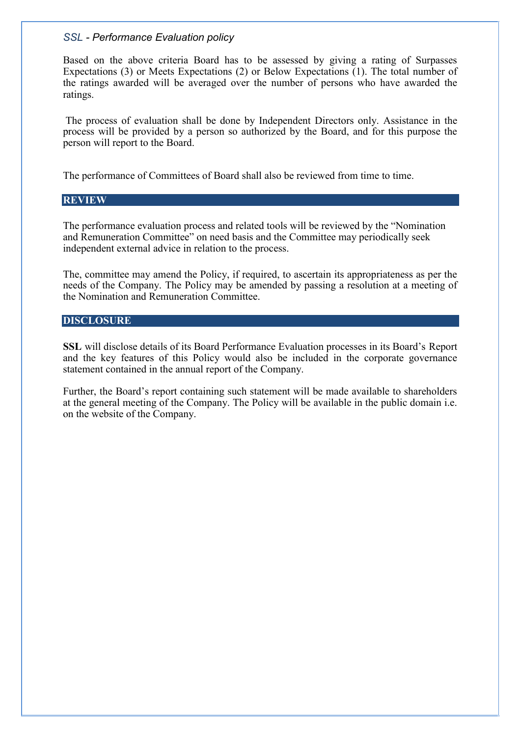Based on the above criteria Board has to be assessed by giving a rating of Surpasses Expectations (3) or Meets Expectations (2) or Below Expectations (1). The total number of the ratings awarded will be averaged over the number of persons who have awarded the ratings.

The process of evaluation shall be done by Independent Directors only. Assistance in the process will be provided by a person so authorized by the Board, and for this purpose the person will report to the Board.

The performance of Committees of Board shall also be reviewed from time to time.

## REVIEW

The performance evaluation process and related tools will be reviewed by the "Nomination and Remuneration Committee" on need basis and the Committee may periodically seek independent external advice in relation to the process.

The, committee may amend the Policy, if required, to ascertain its appropriateness as per the needs of the Company. The Policy may be amended by passing a resolution at a meeting of the Nomination and Remuneration Committee.

## DISCLOSURE

**SSL** will disclose details of its Board Performance Evaluation processes in its Board's Report and the key features of this Policy would also be included in the corporate governance statement contained in the annual report of the Company.

Further, the Board's report containing such statement will be made available to shareholders at the general meeting of the Company. The Policy will be available in the public domain i.e. on the website of the Company.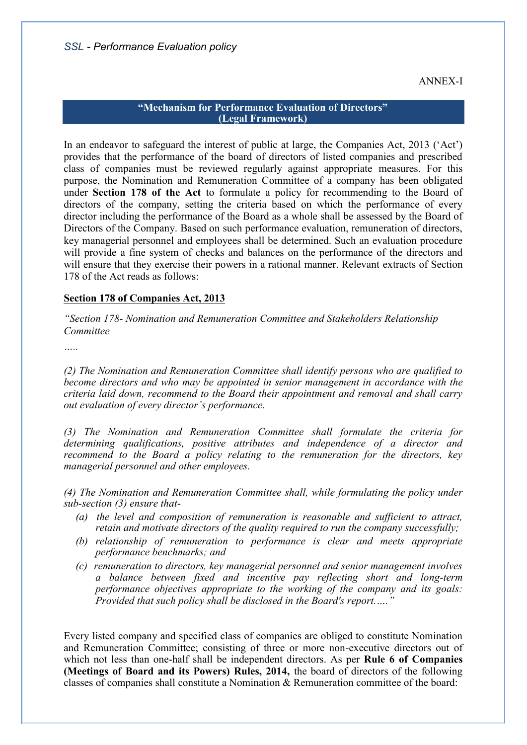ANNEX-I

## "Mechanism for Performance Evaluation of Directors" (Legal Framework)

In an endeavor to safeguard the interest of public at large, the Companies Act, 2013 ('Act') provides that the performance of the board of directors of listed companies and prescribed class of companies must be reviewed regularly against appropriate measures. For this purpose, the Nomination and Remuneration Committee of a company has been obligated under **Section 178 of the Act** to formulate a policy for recommending to the Board of directors of the company, setting the criteria based on which the performance of every director including the performance of the Board as a whole shall be assessed by the Board of Directors of the Company. Based on such performance evaluation, remuneration of directors, key managerial personnel and employees shall be determined. Such an evaluation procedure will provide a fine system of checks and balances on the performance of the directors and will ensure that they exercise their powers in a rational manner. Relevant extracts of Section 178 of the Act reads as follows:

**<u>Section 178 of Companies Act, 2013</u>**

*"Section 178- Nomination and Remuneration Committee and Stakeholders Relationship Committee*

*…..*

*(2) The Nomination and Remuneration Committee shall identify persons who are qualified to become directors and who may be appointed in senior management in accordance with the criteria laid down, recommend to the Board their appointment and removal and shall carry out evaluation of every director's performance.*

*(3) The Nomination and Remuneration Committee shall formulate the criteria for determining qualifications, positive attributes and independence of a director and recommend to the Board a policy relating to the remuneration for the directors, key managerial personnel and other employees.*

*(4) The Nomination and Remuneration Committee shall, while formulating the policy under sub-section (3) ensure that-*

- *(a) the level and composition of remuneration is reasonable and sufficient to attract, retain and motivate directors of the quality required to run the company successfully;*
- *(b) relationship of remuneration to performance is clear and meets appropriate performance benchmarks; and*
- *(c) remuneration to directors, key managerial personnel and senior management involves a balance between fixed and incentive pay reflecting short and long-term performance objectives appropriate to the working of the company and its goals: Provided that such policy shall be disclosed in the Board's report….."*

Every listed company and specified class of companies are obliged to constitute Nomination and Remuneration Committee; consisting of three or more non-executive directors out of which not less than one-half shall be independent directors. As per **Rule 6 of Companies (Meetings of Board and its Powers) Rules, 2014,** the board of directors of the following classes of companies shall constitute a Nomination & Remuneration committee of the board: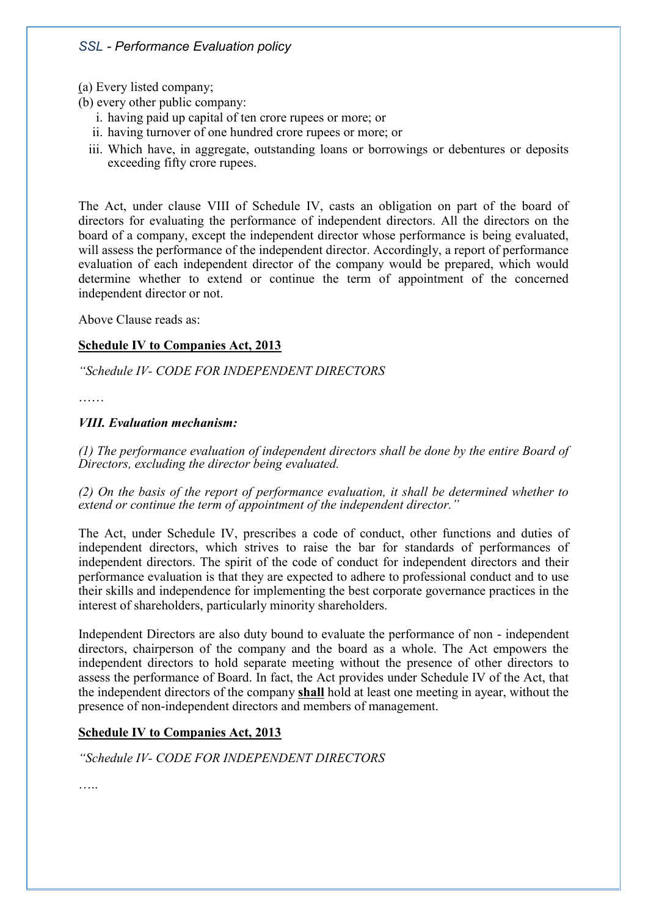(a) Every listed company;

(b) every other public company:

   i. having paid up capital of ten crore rupees or more; or
   ii. having turnover of one hundred crore rupees or more; or
   iii. Which have, in aggregate, outstanding loans or borrowings or debentures or deposits exceeding fifty crore rupees.

The Act, under clause VIII of Schedule IV, casts an obligation on part of the board of directors for evaluating the performance of independent directors. All the directors on the board of a company, except the independent director whose performance is being evaluated, will assess the performance of the independent director. Accordingly, a report of performance evaluation of each independent director of the company would be prepared, which would determine whether to extend or continue the term of appointment of the concerned independent director or not.

Above Clause reads as:

**Schedule IV to Companies Act, 2013**

*"Schedule IV- CODE FOR INDEPENDENT DIRECTORS*

……

***VIII. Evaluation mechanism:***

*(1) The performance evaluation of independent directors shall be done by the entire Board of Directors, excluding the director being evaluated.*

*(2) On the basis of the report of performance evaluation, it shall be determined whether to extend or continue the term of appointment of the independent director."*

The Act, under Schedule IV, prescribes a code of conduct, other functions and duties of independent directors, which strives to raise the bar for standards of performances of independent directors. The spirit of the code of conduct for independent directors and their performance evaluation is that they are expected to adhere to professional conduct and to use their skills and independence for implementing the best corporate governance practices in the interest of shareholders, particularly minority shareholders.

Independent Directors are also duty bound to evaluate the performance of non - independent directors, chairperson of the company and the board as a whole. The Act empowers the independent directors to hold separate meeting without the presence of other directors to assess the performance of Board. In fact, the Act provides under Schedule IV of the Act, that the independent directors of the company **shall** hold at least one meeting in ayear, without the presence of non-independent directors and members of management.

**Schedule IV to Companies Act, 2013**

*"Schedule IV- CODE FOR INDEPENDENT DIRECTORS*

…..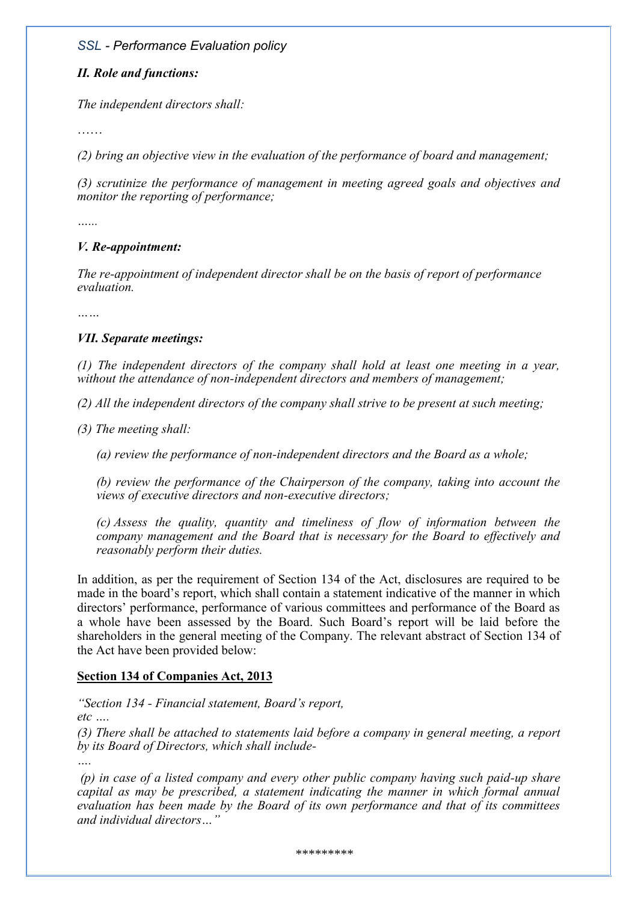*II. Role and functions:*

*The independent directors shall:*

……

*(2) bring an objective view in the evaluation of the performance of board and management;*

*(3) scrutinize the performance of management in meeting agreed goals and objectives and monitor the reporting of performance;*

*……*

*V. Re-appointment:*

*The re-appointment of independent director shall be on the basis of report of performance evaluation.*

*……*

*VII. Separate meetings:*

*(1) The independent directors of the company shall hold at least one meeting in a year, without the attendance of non-independent directors and members of management;*

*(2) All the independent directors of the company shall strive to be present at such meeting;*

*(3) The meeting shall:*

*(a) review the performance of non-independent directors and the Board as a whole;*

*(b) review the performance of the Chairperson of the company, taking into account the views of executive directors and non-executive directors;*

*(c) Assess the quality, quantity and timeliness of flow of information between the company management and the Board that is necessary for the Board to effectively and reasonably perform their duties.*

In addition, as per the requirement of Section 134 of the Act, disclosures are required to be made in the board's report, which shall contain a statement indicative of the manner in which directors' performance, performance of various committees and performance of the Board as a whole have been assessed by the Board. Such Board's report will be laid before the shareholders in the general meeting of the Company. The relevant abstract of Section 134 of the Act have been provided below:

**Section 134 of Companies Act, 2013**

*"Section 134 - Financial statement, Board's report, etc ….*

*(3) There shall be attached to statements laid before a company in general meeting, a report by its Board of Directors, which shall include-*

*….*

*(p) in case of a listed company and every other public company having such paid-up share capital as may be prescribed, a statement indicating the manner in which formal annual evaluation has been made by the Board of its own performance and that of its committees and individual directors…"*

*********